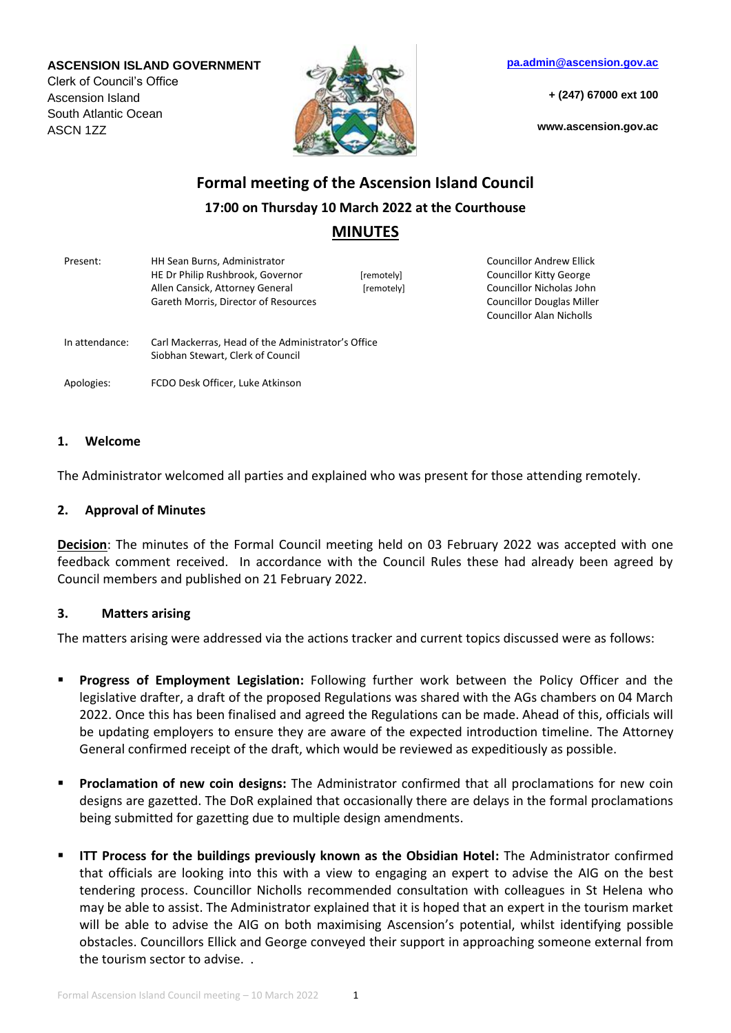**ASCENSION ISLAND GOVERNMENT**
Clerk of Council's Office
Ascension Island
South Atlantic Ocean
ASCN 1ZZ

pa.admin@ascension.gov.ac

+ (247) 67000 ext 100

www.ascension.gov.ac

# Formal meeting of the Ascension Island Council

## 17:00 on Thursday 10 March 2022 at the Courthouse

## MINUTES

| | | | |
|---|---|---|---|
| Present: | HH Sean Burns, Administrator | | Councillor Andrew Ellick |
| | HE Dr Philip Rushbrook, Governor | [remotely] | Councillor Kitty George |
| | Allen Cansick, Attorney General | [remotely] | Councillor Nicholas John |
| | Gareth Morris, Director of Resources | | Councillor Douglas Miller |
| | | | Councillor Alan Nicholls |
| In attendance: | Carl Mackerras, Head of the Administrator's Office | | |
| | Siobhan Stewart, Clerk of Council | | |
| Apologies: | FCDO Desk Officer, Luke Atkinson | | |

### 1. Welcome

The Administrator welcomed all parties and explained who was present for those attending remotely.

### 2. Approval of Minutes

**Decision**: The minutes of the Formal Council meeting held on 03 February 2022 was accepted with one feedback comment received. In accordance with the Council Rules these had already been agreed by Council members and published on 21 February 2022.

### 3. Matters arising

The matters arising were addressed via the actions tracker and current topics discussed were as follows:

- **Progress of Employment Legislation:** Following further work between the Policy Officer and the legislative drafter, a draft of the proposed Regulations was shared with the AGs chambers on 04 March 2022. Once this has been finalised and agreed the Regulations can be made. Ahead of this, officials will be updating employers to ensure they are aware of the expected introduction timeline. The Attorney General confirmed receipt of the draft, which would be reviewed as expeditiously as possible.

- **Proclamation of new coin designs:** The Administrator confirmed that all proclamations for new coin designs are gazetted. The DoR explained that occasionally there are delays in the formal proclamations being submitted for gazetting due to multiple design amendments.

- **ITT Process for the buildings previously known as the Obsidian Hotel:** The Administrator confirmed that officials are looking into this with a view to engaging an expert to advise the AIG on the best tendering process. Councillor Nicholls recommended consultation with colleagues in St Helena who may be able to assist. The Administrator explained that it is hoped that an expert in the tourism market will be able to advise the AIG on both maximising Ascension's potential, whilst identifying possible obstacles. Councillors Ellick and George conveyed their support in approaching someone external from the tourism sector to advise. .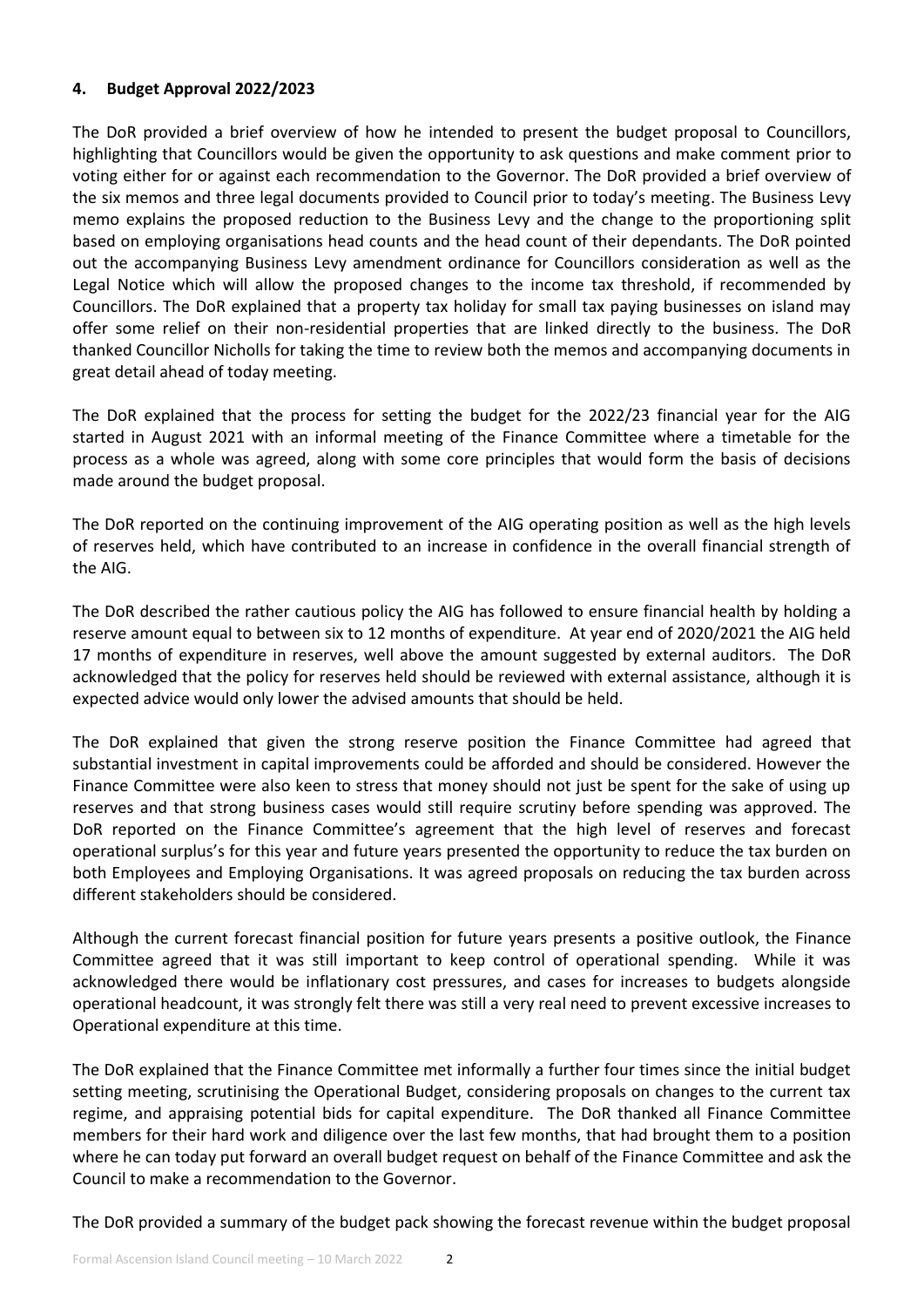### 4. Budget Approval 2022/2023

The DoR provided a brief overview of how he intended to present the budget proposal to Councillors, highlighting that Councillors would be given the opportunity to ask questions and make comment prior to voting either for or against each recommendation to the Governor. The DoR provided a brief overview of the six memos and three legal documents provided to Council prior to today's meeting. The Business Levy memo explains the proposed reduction to the Business Levy and the change to the proportioning split based on employing organisations head counts and the head count of their dependants. The DoR pointed out the accompanying Business Levy amendment ordinance for Councillors consideration as well as the Legal Notice which will allow the proposed changes to the income tax threshold, if recommended by Councillors. The DoR explained that a property tax holiday for small tax paying businesses on island may offer some relief on their non-residential properties that are linked directly to the business. The DoR thanked Councillor Nicholls for taking the time to review both the memos and accompanying documents in great detail ahead of today meeting.

The DoR explained that the process for setting the budget for the 2022/23 financial year for the AIG started in August 2021 with an informal meeting of the Finance Committee where a timetable for the process as a whole was agreed, along with some core principles that would form the basis of decisions made around the budget proposal.

The DoR reported on the continuing improvement of the AIG operating position as well as the high levels of reserves held, which have contributed to an increase in confidence in the overall financial strength of the AIG.

The DoR described the rather cautious policy the AIG has followed to ensure financial health by holding a reserve amount equal to between six to 12 months of expenditure. At year end of 2020/2021 the AIG held 17 months of expenditure in reserves, well above the amount suggested by external auditors. The DoR acknowledged that the policy for reserves held should be reviewed with external assistance, although it is expected advice would only lower the advised amounts that should be held.

The DoR explained that given the strong reserve position the Finance Committee had agreed that substantial investment in capital improvements could be afforded and should be considered. However the Finance Committee were also keen to stress that money should not just be spent for the sake of using up reserves and that strong business cases would still require scrutiny before spending was approved. The DoR reported on the Finance Committee's agreement that the high level of reserves and forecast operational surplus's for this year and future years presented the opportunity to reduce the tax burden on both Employees and Employing Organisations. It was agreed proposals on reducing the tax burden across different stakeholders should be considered.

Although the current forecast financial position for future years presents a positive outlook, the Finance Committee agreed that it was still important to keep control of operational spending. While it was acknowledged there would be inflationary cost pressures, and cases for increases to budgets alongside operational headcount, it was strongly felt there was still a very real need to prevent excessive increases to Operational expenditure at this time.

The DoR explained that the Finance Committee met informally a further four times since the initial budget setting meeting, scrutinising the Operational Budget, considering proposals on changes to the current tax regime, and appraising potential bids for capital expenditure. The DoR thanked all Finance Committee members for their hard work and diligence over the last few months, that had brought them to a position where he can today put forward an overall budget request on behalf of the Finance Committee and ask the Council to make a recommendation to the Governor.

The DoR provided a summary of the budget pack showing the forecast revenue within the budget proposal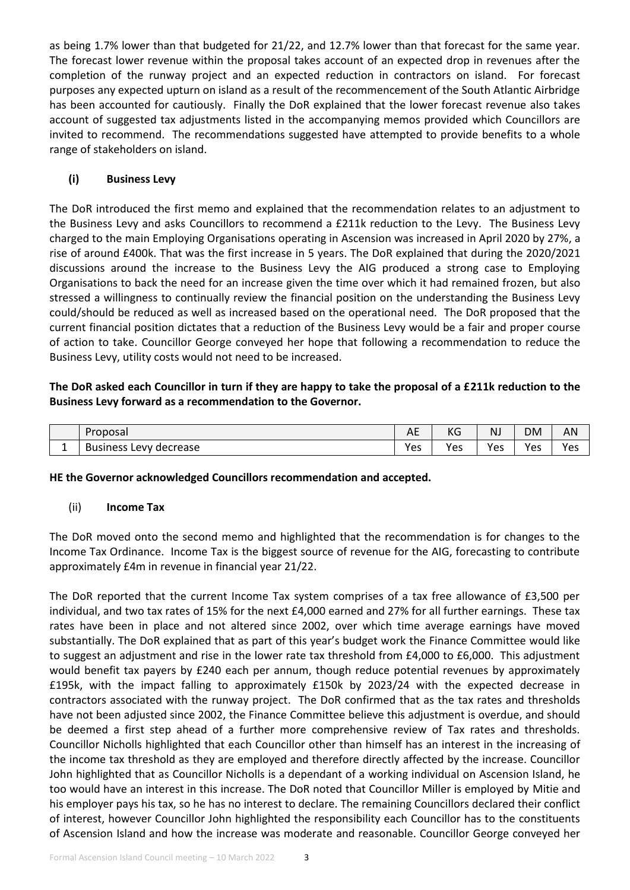as being 1.7% lower than that budgeted for 21/22, and 12.7% lower than that forecast for the same year. The forecast lower revenue within the proposal takes account of an expected drop in revenues after the completion of the runway project and an expected reduction in contractors on island. For forecast purposes any expected upturn on island as a result of the recommencement of the South Atlantic Airbridge has been accounted for cautiously. Finally the DoR explained that the lower forecast revenue also takes account of suggested tax adjustments listed in the accompanying memos provided which Councillors are invited to recommend. The recommendations suggested have attempted to provide benefits to a whole range of stakeholders on island.

### (i) Business Levy

The DoR introduced the first memo and explained that the recommendation relates to an adjustment to the Business Levy and asks Councillors to recommend a £211k reduction to the Levy. The Business Levy charged to the main Employing Organisations operating in Ascension was increased in April 2020 by 27%, a rise of around £400k. That was the first increase in 5 years. The DoR explained that during the 2020/2021 discussions around the increase to the Business Levy the AIG produced a strong case to Employing Organisations to back the need for an increase given the time over which it had remained frozen, but also stressed a willingness to continually review the financial position on the understanding the Business Levy could/should be reduced as well as increased based on the operational need. The DoR proposed that the current financial position dictates that a reduction of the Business Levy would be a fair and proper course of action to take. Councillor George conveyed her hope that following a recommendation to reduce the Business Levy, utility costs would not need to be increased.

**The DoR asked each Councillor in turn if they are happy to take the proposal of a £211k reduction to the Business Levy forward as a recommendation to the Governor.**

| | Proposal | AE | KG | NJ | DM | AN |
|---|---|---|---|---|---|---|
| 1 | Business Levy decrease | Yes | Yes | Yes | Yes | Yes |

**HE the Governor acknowledged Councillors recommendation and accepted.**

### (ii) Income Tax

The DoR moved onto the second memo and highlighted that the recommendation is for changes to the Income Tax Ordinance. Income Tax is the biggest source of revenue for the AIG, forecasting to contribute approximately £4m in revenue in financial year 21/22.

The DoR reported that the current Income Tax system comprises of a tax free allowance of £3,500 per individual, and two tax rates of 15% for the next £4,000 earned and 27% for all further earnings. These tax rates have been in place and not altered since 2002, over which time average earnings have moved substantially. The DoR explained that as part of this year's budget work the Finance Committee would like to suggest an adjustment and rise in the lower rate tax threshold from £4,000 to £6,000. This adjustment would benefit tax payers by £240 each per annum, though reduce potential revenues by approximately £195k, with the impact falling to approximately £150k by 2023/24 with the expected decrease in contractors associated with the runway project. The DoR confirmed that as the tax rates and thresholds have not been adjusted since 2002, the Finance Committee believe this adjustment is overdue, and should be deemed a first step ahead of a further more comprehensive review of Tax rates and thresholds. Councillor Nicholls highlighted that each Councillor other than himself has an interest in the increasing of the income tax threshold as they are employed and therefore directly affected by the increase. Councillor John highlighted that as Councillor Nicholls is a dependant of a working individual on Ascension Island, he too would have an interest in this increase. The DoR noted that Councillor Miller is employed by Mitie and his employer pays his tax, so he has no interest to declare. The remaining Councillors declared their conflict of interest, however Councillor John highlighted the responsibility each Councillor has to the constituents of Ascension Island and how the increase was moderate and reasonable. Councillor George conveyed her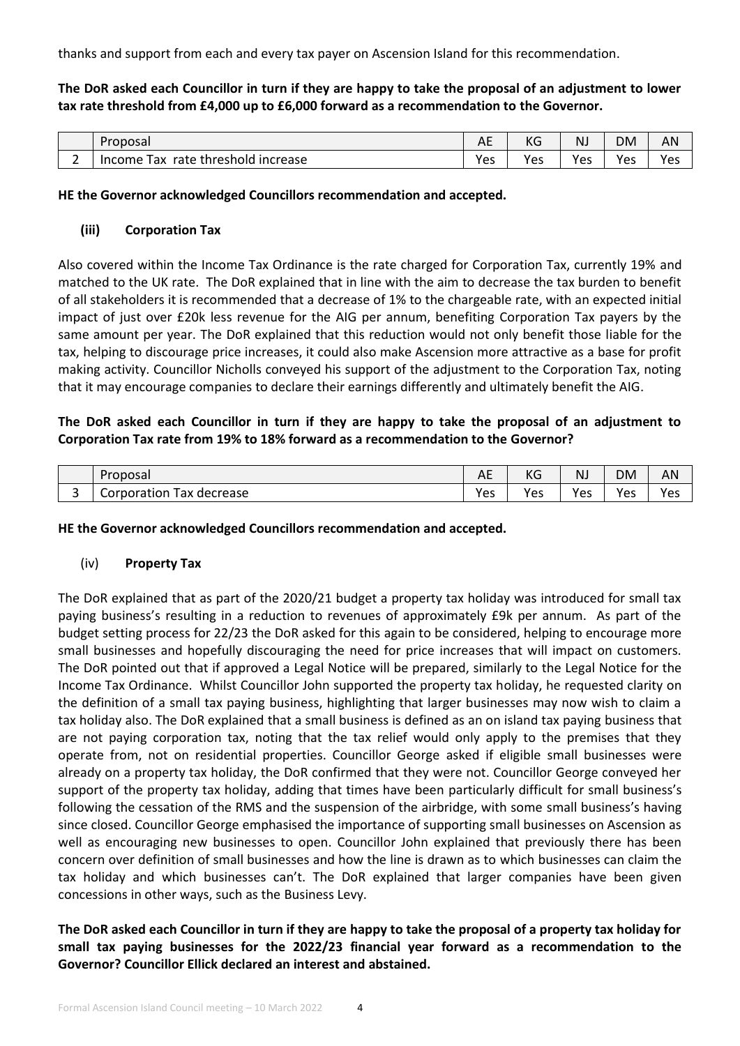thanks and support from each and every tax payer on Ascension Island for this recommendation.

**The DoR asked each Councillor in turn if they are happy to take the proposal of an adjustment to lower tax rate threshold from £4,000 up to £6,000 forward as a recommendation to the Governor.**

| | Proposal | AE | KG | NJ | DM | AN |
|---|---|---|---|---|---|---|
| 2 | Income Tax rate threshold increase | Yes | Yes | Yes | Yes | Yes |

**HE the Governor acknowledged Councillors recommendation and accepted.**

### (iii) Corporation Tax

Also covered within the Income Tax Ordinance is the rate charged for Corporation Tax, currently 19% and matched to the UK rate. The DoR explained that in line with the aim to decrease the tax burden to benefit of all stakeholders it is recommended that a decrease of 1% to the chargeable rate, with an expected initial impact of just over £20k less revenue for the AIG per annum, benefiting Corporation Tax payers by the same amount per year. The DoR explained that this reduction would not only benefit those liable for the tax, helping to discourage price increases, it could also make Ascension more attractive as a base for profit making activity. Councillor Nicholls conveyed his support of the adjustment to the Corporation Tax, noting that it may encourage companies to declare their earnings differently and ultimately benefit the AIG.

**The DoR asked each Councillor in turn if they are happy to take the proposal of an adjustment to Corporation Tax rate from 19% to 18% forward as a recommendation to the Governor?**

| | Proposal | AE | KG | NJ | DM | AN |
|---|---|---|---|---|---|---|
| 3 | Corporation Tax decrease | Yes | Yes | Yes | Yes | Yes |

**HE the Governor acknowledged Councillors recommendation and accepted.**

### (iv) Property Tax

The DoR explained that as part of the 2020/21 budget a property tax holiday was introduced for small tax paying business's resulting in a reduction to revenues of approximately £9k per annum. As part of the budget setting process for 22/23 the DoR asked for this again to be considered, helping to encourage more small businesses and hopefully discouraging the need for price increases that will impact on customers. The DoR pointed out that if approved a Legal Notice will be prepared, similarly to the Legal Notice for the Income Tax Ordinance. Whilst Councillor John supported the property tax holiday, he requested clarity on the definition of a small tax paying business, highlighting that larger businesses may now wish to claim a tax holiday also. The DoR explained that a small business is defined as an on island tax paying business that are not paying corporation tax, noting that the tax relief would only apply to the premises that they operate from, not on residential properties. Councillor George asked if eligible small businesses were already on a property tax holiday, the DoR confirmed that they were not. Councillor George conveyed her support of the property tax holiday, adding that times have been particularly difficult for small business's following the cessation of the RMS and the suspension of the airbridge, with some small business's having since closed. Councillor George emphasised the importance of supporting small businesses on Ascension as well as encouraging new businesses to open. Councillor John explained that previously there has been concern over definition of small businesses and how the line is drawn as to which businesses can claim the tax holiday and which businesses can't. The DoR explained that larger companies have been given concessions in other ways, such as the Business Levy.

**The DoR asked each Councillor in turn if they are happy to take the proposal of a property tax holiday for small tax paying businesses for the 2022/23 financial year forward as a recommendation to the Governor? Councillor Ellick declared an interest and abstained.**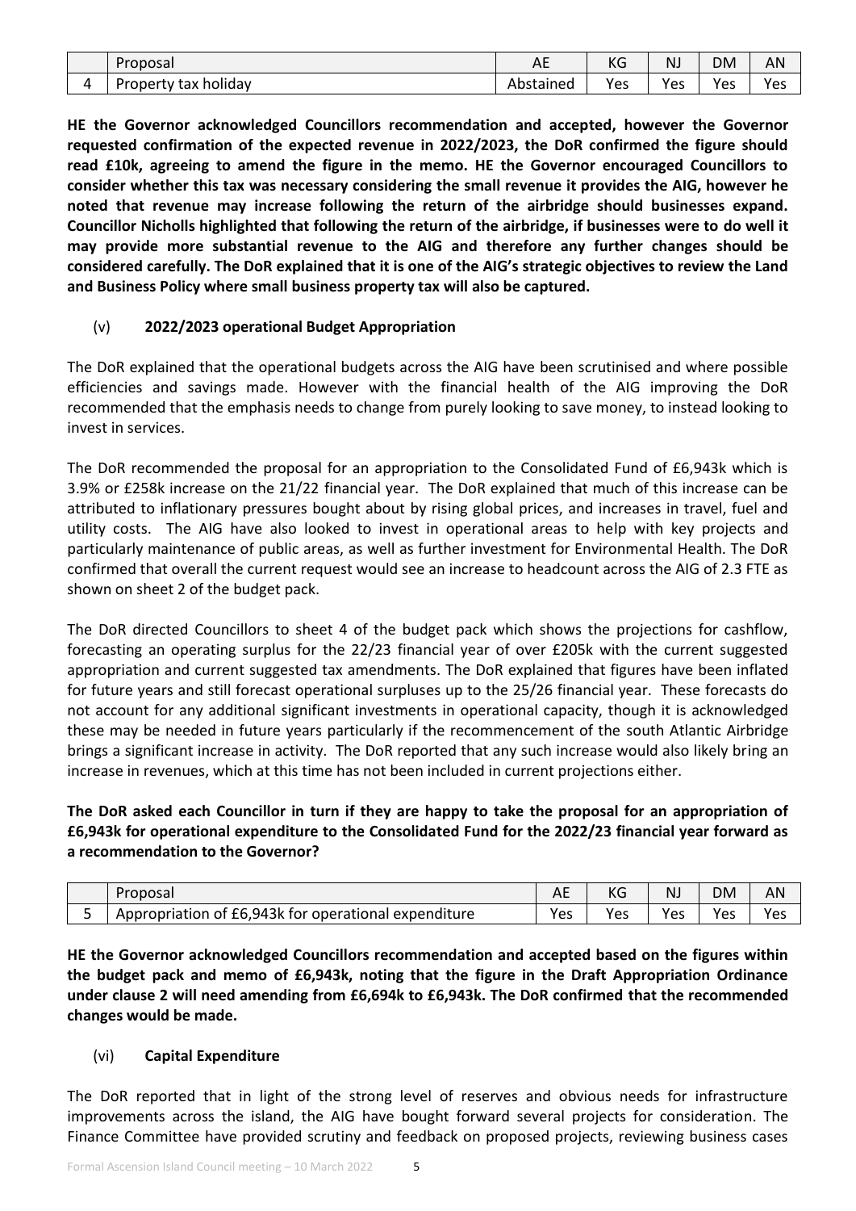| | Proposal | AE | KG | NJ | DM | AN |
|---|---|---|---|---|---|---|
| 4 | Property tax holiday | Abstained | Yes | Yes | Yes | Yes |

**HE the Governor acknowledged Councillors recommendation and accepted, however the Governor requested confirmation of the expected revenue in 2022/2023, the DoR confirmed the figure should read £10k, agreeing to amend the figure in the memo. HE the Governor encouraged Councillors to consider whether this tax was necessary considering the small revenue it provides the AIG, however he noted that revenue may increase following the return of the airbridge should businesses expand. Councillor Nicholls highlighted that following the return of the airbridge, if businesses were to do well it may provide more substantial revenue to the AIG and therefore any further changes should be considered carefully. The DoR explained that it is one of the AIG's strategic objectives to review the Land and Business Policy where small business property tax will also be captured.**

(v) **2022/2023 operational Budget Appropriation**

The DoR explained that the operational budgets across the AIG have been scrutinised and where possible efficiencies and savings made. However with the financial health of the AIG improving the DoR recommended that the emphasis needs to change from purely looking to save money, to instead looking to invest in services.

The DoR recommended the proposal for an appropriation to the Consolidated Fund of £6,943k which is 3.9% or £258k increase on the 21/22 financial year. The DoR explained that much of this increase can be attributed to inflationary pressures bought about by rising global prices, and increases in travel, fuel and utility costs. The AIG have also looked to invest in operational areas to help with key projects and particularly maintenance of public areas, as well as further investment for Environmental Health. The DoR confirmed that overall the current request would see an increase to headcount across the AIG of 2.3 FTE as shown on sheet 2 of the budget pack.

The DoR directed Councillors to sheet 4 of the budget pack which shows the projections for cashflow, forecasting an operating surplus for the 22/23 financial year of over £205k with the current suggested appropriation and current suggested tax amendments. The DoR explained that figures have been inflated for future years and still forecast operational surpluses up to the 25/26 financial year. These forecasts do not account for any additional significant investments in operational capacity, though it is acknowledged these may be needed in future years particularly if the recommencement of the south Atlantic Airbridge brings a significant increase in activity. The DoR reported that any such increase would also likely bring an increase in revenues, which at this time has not been included in current projections either.

**The DoR asked each Councillor in turn if they are happy to take the proposal for an appropriation of £6,943k for operational expenditure to the Consolidated Fund for the 2022/23 financial year forward as a recommendation to the Governor?**

| | Proposal | AE | KG | NJ | DM | AN |
|---|---|---|---|---|---|---|
| 5 | Appropriation of £6,943k for operational expenditure | Yes | Yes | Yes | Yes | Yes |

**HE the Governor acknowledged Councillors recommendation and accepted based on the figures within the budget pack and memo of £6,943k, noting that the figure in the Draft Appropriation Ordinance under clause 2 will need amending from £6,694k to £6,943k. The DoR confirmed that the recommended changes would be made.**

(vi) **Capital Expenditure**

The DoR reported that in light of the strong level of reserves and obvious needs for infrastructure improvements across the island, the AIG have bought forward several projects for consideration. The Finance Committee have provided scrutiny and feedback on proposed projects, reviewing business cases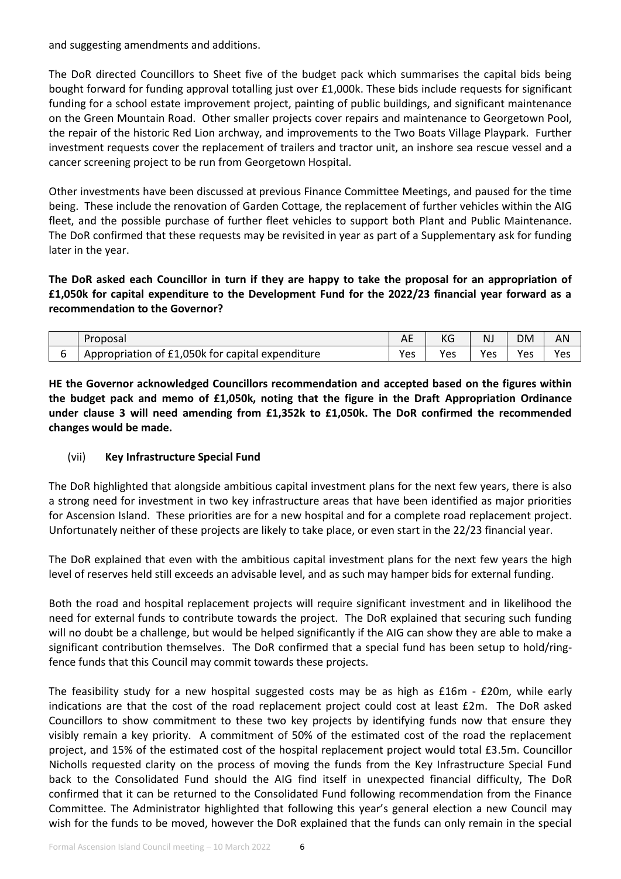and suggesting amendments and additions.

The DoR directed Councillors to Sheet five of the budget pack which summarises the capital bids being bought forward for funding approval totalling just over £1,000k. These bids include requests for significant funding for a school estate improvement project, painting of public buildings, and significant maintenance on the Green Mountain Road. Other smaller projects cover repairs and maintenance to Georgetown Pool, the repair of the historic Red Lion archway, and improvements to the Two Boats Village Playpark. Further investment requests cover the replacement of trailers and tractor unit, an inshore sea rescue vessel and a cancer screening project to be run from Georgetown Hospital.

Other investments have been discussed at previous Finance Committee Meetings, and paused for the time being. These include the renovation of Garden Cottage, the replacement of further vehicles within the AIG fleet, and the possible purchase of further fleet vehicles to support both Plant and Public Maintenance. The DoR confirmed that these requests may be revisited in year as part of a Supplementary ask for funding later in the year.

**The DoR asked each Councillor in turn if they are happy to take the proposal for an appropriation of £1,050k for capital expenditure to the Development Fund for the 2022/23 financial year forward as a recommendation to the Governor?**

| | Proposal | AE | KG | NJ | DM | AN |
|---|---|---|---|---|---|---|
| 6 | Appropriation of £1,050k for capital expenditure | Yes | Yes | Yes | Yes | Yes |

**HE the Governor acknowledged Councillors recommendation and accepted based on the figures within the budget pack and memo of £1,050k, noting that the figure in the Draft Appropriation Ordinance under clause 3 will need amending from £1,352k to £1,050k. The DoR confirmed the recommended changes would be made.**

(vii) **Key Infrastructure Special Fund**

The DoR highlighted that alongside ambitious capital investment plans for the next few years, there is also a strong need for investment in two key infrastructure areas that have been identified as major priorities for Ascension Island. These priorities are for a new hospital and for a complete road replacement project. Unfortunately neither of these projects are likely to take place, or even start in the 22/23 financial year.

The DoR explained that even with the ambitious capital investment plans for the next few years the high level of reserves held still exceeds an advisable level, and as such may hamper bids for external funding.

Both the road and hospital replacement projects will require significant investment and in likelihood the need for external funds to contribute towards the project. The DoR explained that securing such funding will no doubt be a challenge, but would be helped significantly if the AIG can show they are able to make a significant contribution themselves. The DoR confirmed that a special fund has been setup to hold/ring-fence funds that this Council may commit towards these projects.

The feasibility study for a new hospital suggested costs may be as high as £16m - £20m, while early indications are that the cost of the road replacement project could cost at least £2m. The DoR asked Councillors to show commitment to these two key projects by identifying funds now that ensure they visibly remain a key priority. A commitment of 50% of the estimated cost of the road the replacement project, and 15% of the estimated cost of the hospital replacement project would total £3.5m. Councillor Nicholls requested clarity on the process of moving the funds from the Key Infrastructure Special Fund back to the Consolidated Fund should the AIG find itself in unexpected financial difficulty, The DoR confirmed that it can be returned to the Consolidated Fund following recommendation from the Finance Committee. The Administrator highlighted that following this year's general election a new Council may wish for the funds to be moved, however the DoR explained that the funds can only remain in the special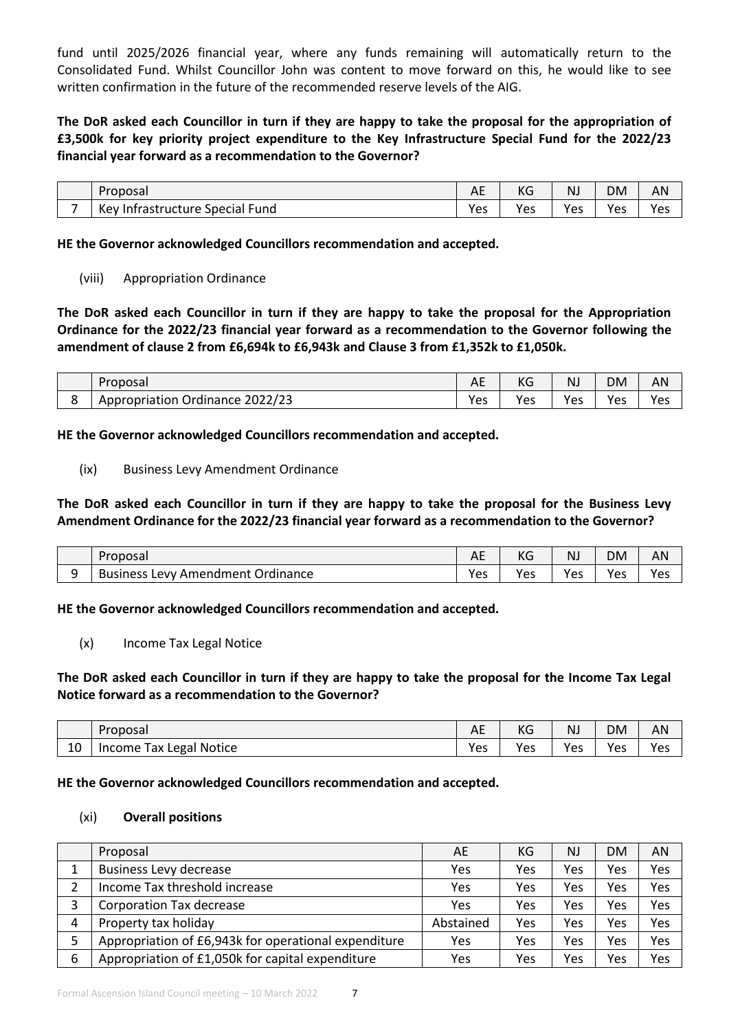fund until 2025/2026 financial year, where any funds remaining will automatically return to the Consolidated Fund. Whilst Councillor John was content to move forward on this, he would like to see written confirmation in the future of the recommended reserve levels of the AIG.

**The DoR asked each Councillor in turn if they are happy to take the proposal for the appropriation of £3,500k for key priority project expenditure to the Key Infrastructure Special Fund for the 2022/23 financial year forward as a recommendation to the Governor?**

| | Proposal | AE | KG | NJ | DM | AN |
|---|---|---|---|---|---|---|
| 7 | Key Infrastructure Special Fund | Yes | Yes | Yes | Yes | Yes |

**HE the Governor acknowledged Councillors recommendation and accepted.**

(viii) Appropriation Ordinance

**The DoR asked each Councillor in turn if they are happy to take the proposal for the Appropriation Ordinance for the 2022/23 financial year forward as a recommendation to the Governor following the amendment of clause 2 from £6,694k to £6,943k and Clause 3 from £1,352k to £1,050k.**

| | Proposal | AE | KG | NJ | DM | AN |
|---|---|---|---|---|---|---|
| 8 | Appropriation Ordinance 2022/23 | Yes | Yes | Yes | Yes | Yes |

**HE the Governor acknowledged Councillors recommendation and accepted.**

(ix) Business Levy Amendment Ordinance

**The DoR asked each Councillor in turn if they are happy to take the proposal for the Business Levy Amendment Ordinance for the 2022/23 financial year forward as a recommendation to the Governor?**

| | Proposal | AE | KG | NJ | DM | AN |
|---|---|---|---|---|---|---|
| 9 | Business Levy Amendment Ordinance | Yes | Yes | Yes | Yes | Yes |

**HE the Governor acknowledged Councillors recommendation and accepted.**

(x) Income Tax Legal Notice

**The DoR asked each Councillor in turn if they are happy to take the proposal for the Income Tax Legal Notice forward as a recommendation to the Governor?**

| | Proposal | AE | KG | NJ | DM | AN |
|---|---|---|---|---|---|---|
| 10 | Income Tax Legal Notice | Yes | Yes | Yes | Yes | Yes |

**HE the Governor acknowledged Councillors recommendation and accepted.**

(xi) **Overall positions**

| | Proposal | AE | KG | NJ | DM | AN |
|---|---|---|---|---|---|---|
| 1 | Business Levy decrease | Yes | Yes | Yes | Yes | Yes |
| 2 | Income Tax threshold increase | Yes | Yes | Yes | Yes | Yes |
| 3 | Corporation Tax decrease | Yes | Yes | Yes | Yes | Yes |
| 4 | Property tax holiday | Abstained | Yes | Yes | Yes | Yes |
| 5 | Appropriation of £6,943k for operational expenditure | Yes | Yes | Yes | Yes | Yes |
| 6 | Appropriation of £1,050k for capital expenditure | Yes | Yes | Yes | Yes | Yes |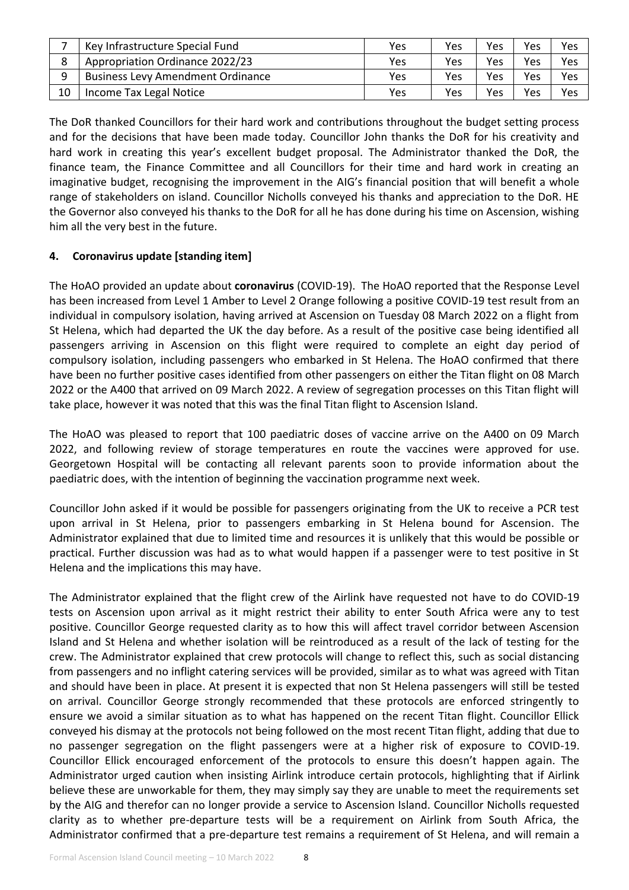| 7 | Key Infrastructure Special Fund | Yes | Yes | Yes | Yes | Yes |
|---|---|---|---|---|---|---|
| 8 | Appropriation Ordinance 2022/23 | Yes | Yes | Yes | Yes | Yes |
| 9 | Business Levy Amendment Ordinance | Yes | Yes | Yes | Yes | Yes |
| 10 | Income Tax Legal Notice | Yes | Yes | Yes | Yes | Yes |

The DoR thanked Councillors for their hard work and contributions throughout the budget setting process and for the decisions that have been made today. Councillor John thanks the DoR for his creativity and hard work in creating this year's excellent budget proposal. The Administrator thanked the DoR, the finance team, the Finance Committee and all Councillors for their time and hard work in creating an imaginative budget, recognising the improvement in the AIG's financial position that will benefit a whole range of stakeholders on island. Councillor Nicholls conveyed his thanks and appreciation to the DoR. HE the Governor also conveyed his thanks to the DoR for all he has done during his time on Ascension, wishing him all the very best in the future.

## 4. Coronavirus update [standing item]

The HoAO provided an update about **coronavirus** (COVID-19). The HoAO reported that the Response Level has been increased from Level 1 Amber to Level 2 Orange following a positive COVID-19 test result from an individual in compulsory isolation, having arrived at Ascension on Tuesday 08 March 2022 on a flight from St Helena, which had departed the UK the day before. As a result of the positive case being identified all passengers arriving in Ascension on this flight were required to complete an eight day period of compulsory isolation, including passengers who embarked in St Helena. The HoAO confirmed that there have been no further positive cases identified from other passengers on either the Titan flight on 08 March 2022 or the A400 that arrived on 09 March 2022. A review of segregation processes on this Titan flight will take place, however it was noted that this was the final Titan flight to Ascension Island.

The HoAO was pleased to report that 100 paediatric doses of vaccine arrive on the A400 on 09 March 2022, and following review of storage temperatures en route the vaccines were approved for use. Georgetown Hospital will be contacting all relevant parents soon to provide information about the paediatric does, with the intention of beginning the vaccination programme next week.

Councillor John asked if it would be possible for passengers originating from the UK to receive a PCR test upon arrival in St Helena, prior to passengers embarking in St Helena bound for Ascension. The Administrator explained that due to limited time and resources it is unlikely that this would be possible or practical. Further discussion was had as to what would happen if a passenger were to test positive in St Helena and the implications this may have.

The Administrator explained that the flight crew of the Airlink have requested not have to do COVID-19 tests on Ascension upon arrival as it might restrict their ability to enter South Africa were any to test positive. Councillor George requested clarity as to how this will affect travel corridor between Ascension Island and St Helena and whether isolation will be reintroduced as a result of the lack of testing for the crew. The Administrator explained that crew protocols will change to reflect this, such as social distancing from passengers and no inflight catering services will be provided, similar as to what was agreed with Titan and should have been in place. At present it is expected that non St Helena passengers will still be tested on arrival. Councillor George strongly recommended that these protocols are enforced stringently to ensure we avoid a similar situation as to what has happened on the recent Titan flight. Councillor Ellick conveyed his dismay at the protocols not being followed on the most recent Titan flight, adding that due to no passenger segregation on the flight passengers were at a higher risk of exposure to COVID-19. Councillor Ellick encouraged enforcement of the protocols to ensure this doesn't happen again. The Administrator urged caution when insisting Airlink introduce certain protocols, highlighting that if Airlink believe these are unworkable for them, they may simply say they are unable to meet the requirements set by the AIG and therefor can no longer provide a service to Ascension Island. Councillor Nicholls requested clarity as to whether pre-departure tests will be a requirement on Airlink from South Africa, the Administrator confirmed that a pre-departure test remains a requirement of St Helena, and will remain a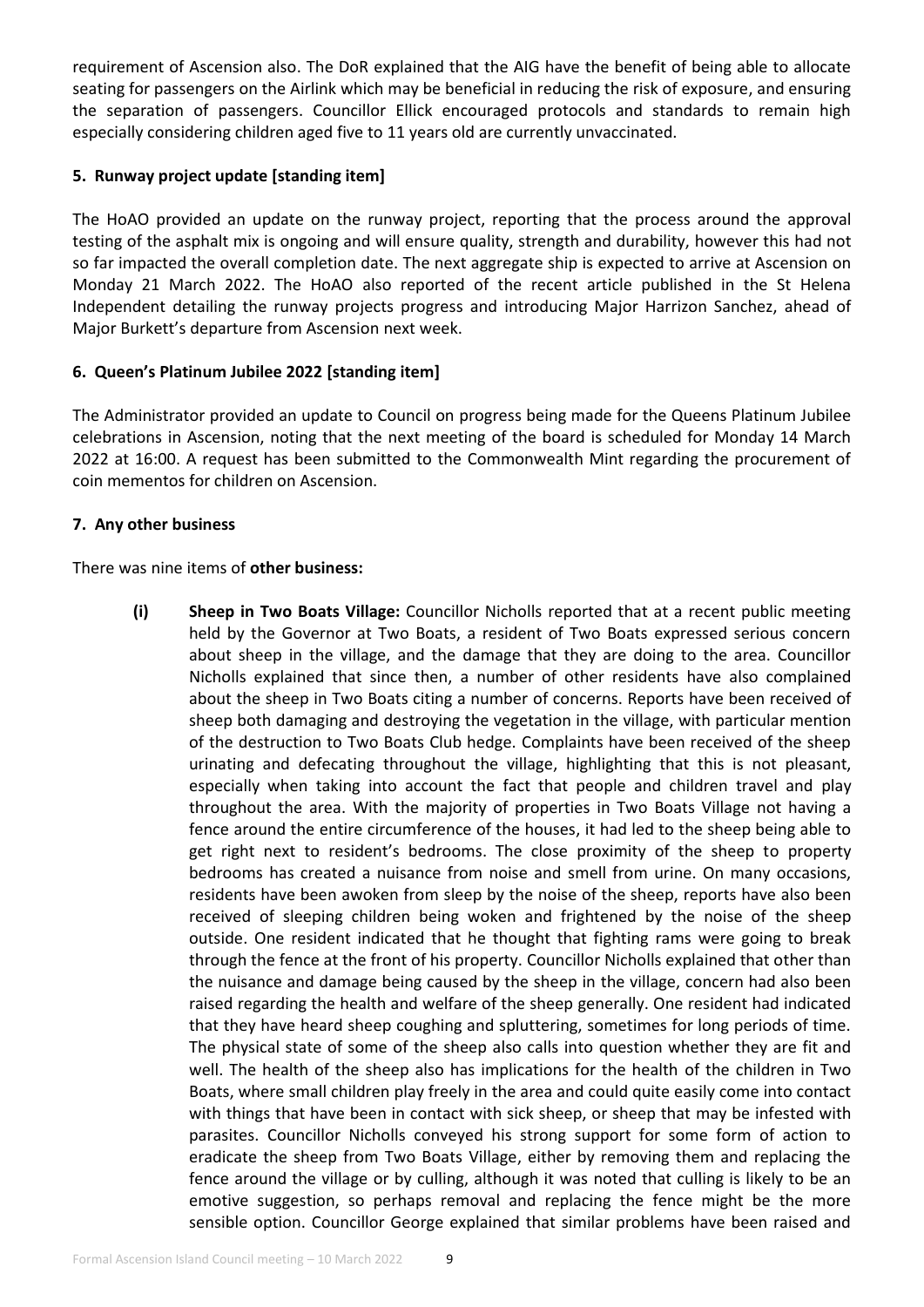requirement of Ascension also. The DoR explained that the AIG have the benefit of being able to allocate seating for passengers on the Airlink which may be beneficial in reducing the risk of exposure, and ensuring the separation of passengers. Councillor Ellick encouraged protocols and standards to remain high especially considering children aged five to 11 years old are currently unvaccinated.

### 5. Runway project update [standing item]

The HoAO provided an update on the runway project, reporting that the process around the approval testing of the asphalt mix is ongoing and will ensure quality, strength and durability, however this had not so far impacted the overall completion date. The next aggregate ship is expected to arrive at Ascension on Monday 21 March 2022. The HoAO also reported of the recent article published in the St Helena Independent detailing the runway projects progress and introducing Major Harrizon Sanchez, ahead of Major Burkett's departure from Ascension next week.

### 6. Queen's Platinum Jubilee 2022 [standing item]

The Administrator provided an update to Council on progress being made for the Queens Platinum Jubilee celebrations in Ascension, noting that the next meeting of the board is scheduled for Monday 14 March 2022 at 16:00. A request has been submitted to the Commonwealth Mint regarding the procurement of coin mementos for children on Ascension.

### 7. Any other business

There was nine items of **other business:**

**(i) Sheep in Two Boats Village:** Councillor Nicholls reported that at a recent public meeting held by the Governor at Two Boats, a resident of Two Boats expressed serious concern about sheep in the village, and the damage that they are doing to the area. Councillor Nicholls explained that since then, a number of other residents have also complained about the sheep in Two Boats citing a number of concerns. Reports have been received of sheep both damaging and destroying the vegetation in the village, with particular mention of the destruction to Two Boats Club hedge. Complaints have been received of the sheep urinating and defecating throughout the village, highlighting that this is not pleasant, especially when taking into account the fact that people and children travel and play throughout the area. With the majority of properties in Two Boats Village not having a fence around the entire circumference of the houses, it had led to the sheep being able to get right next to resident's bedrooms. The close proximity of the sheep to property bedrooms has created a nuisance from noise and smell from urine. On many occasions, residents have been awoken from sleep by the noise of the sheep, reports have also been received of sleeping children being woken and frightened by the noise of the sheep outside. One resident indicated that he thought that fighting rams were going to break through the fence at the front of his property. Councillor Nicholls explained that other than the nuisance and damage being caused by the sheep in the village, concern had also been raised regarding the health and welfare of the sheep generally. One resident had indicated that they have heard sheep coughing and spluttering, sometimes for long periods of time. The physical state of some of the sheep also calls into question whether they are fit and well. The health of the sheep also has implications for the health of the children in Two Boats, where small children play freely in the area and could quite easily come into contact with things that have been in contact with sick sheep, or sheep that may be infested with parasites. Councillor Nicholls conveyed his strong support for some form of action to eradicate the sheep from Two Boats Village, either by removing them and replacing the fence around the village or by culling, although it was noted that culling is likely to be an emotive suggestion, so perhaps removal and replacing the fence might be the more sensible option. Councillor George explained that similar problems have been raised and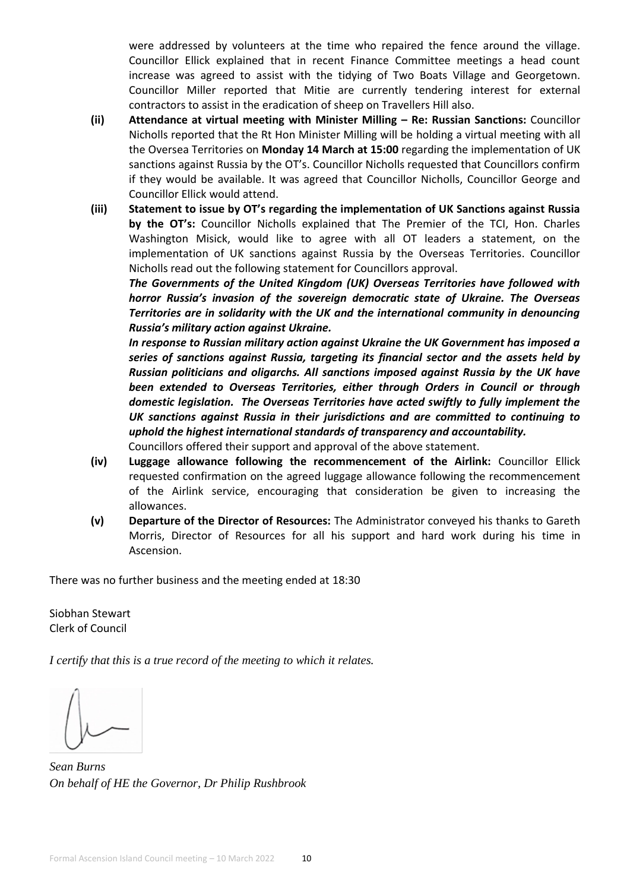were addressed by volunteers at the time who repaired the fence around the village. Councillor Ellick explained that in recent Finance Committee meetings a head count increase was agreed to assist with the tidying of Two Boats Village and Georgetown. Councillor Miller reported that Mitie are currently tendering interest for external contractors to assist in the eradication of sheep on Travellers Hill also.

**(ii) Attendance at virtual meeting with Minister Milling – Re: Russian Sanctions:** Councillor Nicholls reported that the Rt Hon Minister Milling will be holding a virtual meeting with all the Oversea Territories on **Monday 14 March at 15:00** regarding the implementation of UK sanctions against Russia by the OT's. Councillor Nicholls requested that Councillors confirm if they would be available. It was agreed that Councillor Nicholls, Councillor George and Councillor Ellick would attend.

**(iii) Statement to issue by OT's regarding the implementation of UK Sanctions against Russia by the OT's:** Councillor Nicholls explained that The Premier of the TCI, Hon. Charles Washington Misick, would like to agree with all OT leaders a statement, on the implementation of UK sanctions against Russia by the Overseas Territories. Councillor Nicholls read out the following statement for Councillors approval.

***The Governments of the United Kingdom (UK) Overseas Territories have followed with horror Russia's invasion of the sovereign democratic state of Ukraine. The Overseas Territories are in solidarity with the UK and the international community in denouncing Russia's military action against Ukraine.***

***In response to Russian military action against Ukraine the UK Government has imposed a series of sanctions against Russia, targeting its financial sector and the assets held by Russian politicians and oligarchs. All sanctions imposed against Russia by the UK have been extended to Overseas Territories, either through Orders in Council or through domestic legislation. The Overseas Territories have acted swiftly to fully implement the UK sanctions against Russia in their jurisdictions and are committed to continuing to uphold the highest international standards of transparency and accountability.***

Councillors offered their support and approval of the above statement.

**(iv) Luggage allowance following the recommencement of the Airlink:** Councillor Ellick requested confirmation on the agreed luggage allowance following the recommencement of the Airlink service, encouraging that consideration be given to increasing the allowances.

**(v) Departure of the Director of Resources:** The Administrator conveyed his thanks to Gareth Morris, Director of Resources for all his support and hard work during his time in Ascension.

There was no further business and the meeting ended at 18:30

Siobhan Stewart
Clerk of Council

*I certify that this is a true record of the meeting to which it relates.*

*Sean Burns*
*On behalf of HE the Governor, Dr Philip Rushbrook*